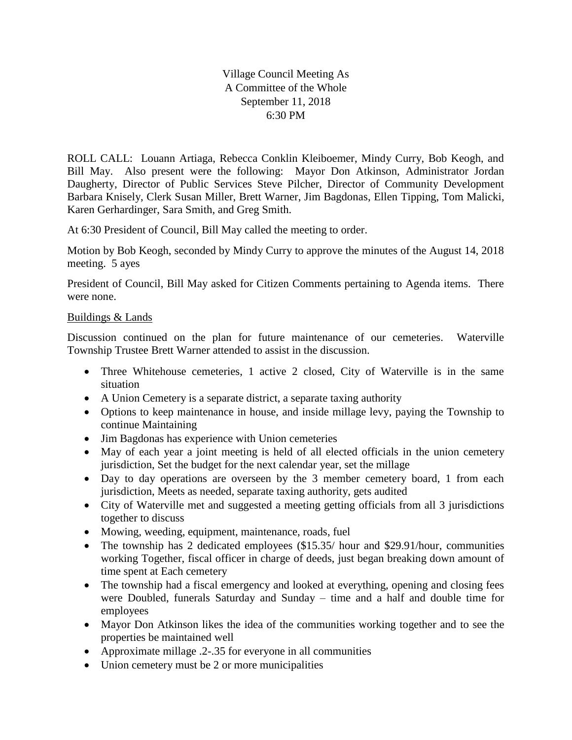Village Council Meeting As
A Committee of the Whole
September 11, 2018
6:30 PM

ROLL CALL: Louann Artiaga, Rebecca Conklin Kleiboemer, Mindy Curry, Bob Keogh, and Bill May. Also present were the following: Mayor Don Atkinson, Administrator Jordan Daugherty, Director of Public Services Steve Pilcher, Director of Community Development Barbara Knisely, Clerk Susan Miller, Brett Warner, Jim Bagdonas, Ellen Tipping, Tom Malicki, Karen Gerhardinger, Sara Smith, and Greg Smith.

At 6:30 President of Council, Bill May called the meeting to order.

Motion by Bob Keogh, seconded by Mindy Curry to approve the minutes of the August 14, 2018 meeting. 5 ayes

President of Council, Bill May asked for Citizen Comments pertaining to Agenda items. There were none.

Buildings & Lands

Discussion continued on the plan for future maintenance of our cemeteries. Waterville Township Trustee Brett Warner attended to assist in the discussion.

- Three Whitehouse cemeteries, 1 active 2 closed, City of Waterville is in the same situation
- A Union Cemetery is a separate district, a separate taxing authority
- Options to keep maintenance in house, and inside millage levy, paying the Township to continue Maintaining
- Jim Bagdonas has experience with Union cemeteries
- May of each year a joint meeting is held of all elected officials in the union cemetery jurisdiction, Set the budget for the next calendar year, set the millage
- Day to day operations are overseen by the 3 member cemetery board, 1 from each jurisdiction, Meets as needed, separate taxing authority, gets audited
- City of Waterville met and suggested a meeting getting officials from all 3 jurisdictions together to discuss
- Mowing, weeding, equipment, maintenance, roads, fuel
- The township has 2 dedicated employees ($15.35/ hour and $29.91/hour, communities working Together, fiscal officer in charge of deeds, just began breaking down amount of time spent at Each cemetery
- The township had a fiscal emergency and looked at everything, opening and closing fees were Doubled, funerals Saturday and Sunday – time and a half and double time for employees
- Mayor Don Atkinson likes the idea of the communities working together and to see the properties be maintained well
- Approximate millage .2-.35 for everyone in all communities
- Union cemetery must be 2 or more municipalities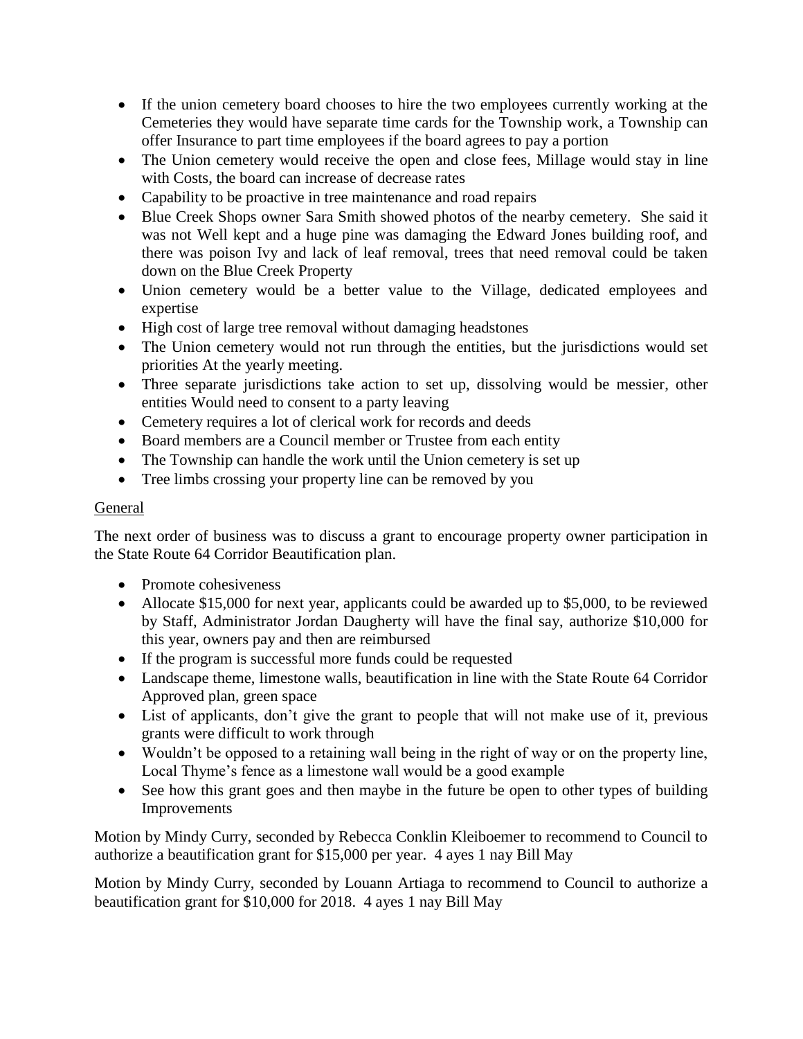- If the union cemetery board chooses to hire the two employees currently working at the Cemeteries they would have separate time cards for the Township work, a Township can offer Insurance to part time employees if the board agrees to pay a portion
- The Union cemetery would receive the open and close fees, Millage would stay in line with Costs, the board can increase of decrease rates
- Capability to be proactive in tree maintenance and road repairs
- Blue Creek Shops owner Sara Smith showed photos of the nearby cemetery. She said it was not Well kept and a huge pine was damaging the Edward Jones building roof, and there was poison Ivy and lack of leaf removal, trees that need removal could be taken down on the Blue Creek Property
- Union cemetery would be a better value to the Village, dedicated employees and expertise
- High cost of large tree removal without damaging headstones
- The Union cemetery would not run through the entities, but the jurisdictions would set priorities At the yearly meeting.
- Three separate jurisdictions take action to set up, dissolving would be messier, other entities Would need to consent to a party leaving
- Cemetery requires a lot of clerical work for records and deeds
- Board members are a Council member or Trustee from each entity
- The Township can handle the work until the Union cemetery is set up
- Tree limbs crossing your property line can be removed by you

<u>General</u>

The next order of business was to discuss a grant to encourage property owner participation in the State Route 64 Corridor Beautification plan.

- Promote cohesiveness
- Allocate $15,000 for next year, applicants could be awarded up to $5,000, to be reviewed by Staff, Administrator Jordan Daugherty will have the final say, authorize $10,000 for this year, owners pay and then are reimbursed
- If the program is successful more funds could be requested
- Landscape theme, limestone walls, beautification in line with the State Route 64 Corridor Approved plan, green space
- List of applicants, don't give the grant to people that will not make use of it, previous grants were difficult to work through
- Wouldn't be opposed to a retaining wall being in the right of way or on the property line, Local Thyme's fence as a limestone wall would be a good example
- See how this grant goes and then maybe in the future be open to other types of building Improvements

Motion by Mindy Curry, seconded by Rebecca Conklin Kleiboemer to recommend to Council to authorize a beautification grant for $15,000 per year. 4 ayes 1 nay Bill May

Motion by Mindy Curry, seconded by Louann Artiaga to recommend to Council to authorize a beautification grant for $10,000 for 2018. 4 ayes 1 nay Bill May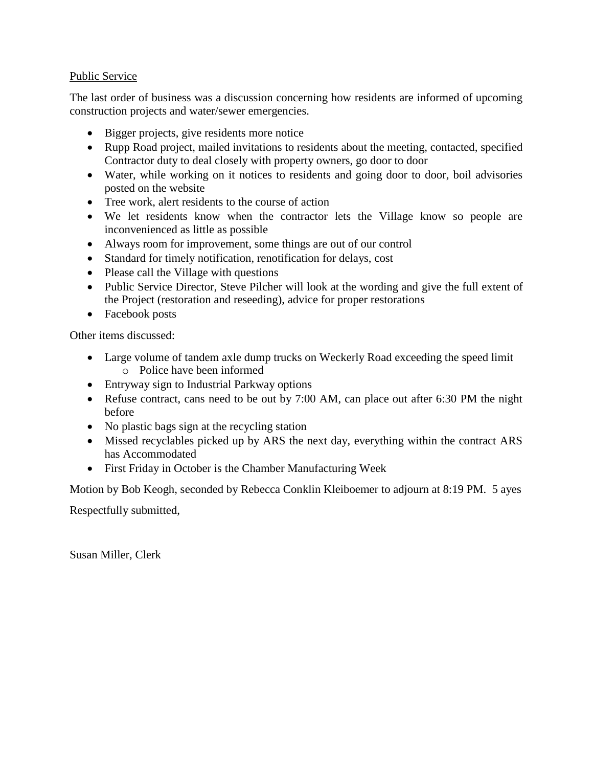Public Service

The last order of business was a discussion concerning how residents are informed of upcoming construction projects and water/sewer emergencies.

- Bigger projects, give residents more notice
- Rupp Road project, mailed invitations to residents about the meeting, contacted, specified Contractor duty to deal closely with property owners, go door to door
- Water, while working on it notices to residents and going door to door, boil advisories posted on the website
- Tree work, alert residents to the course of action
- We let residents know when the contractor lets the Village know so people are inconvenienced as little as possible
- Always room for improvement, some things are out of our control
- Standard for timely notification, renotification for delays, cost
- Please call the Village with questions
- Public Service Director, Steve Pilcher will look at the wording and give the full extent of the Project (restoration and reseeding), advice for proper restorations
- Facebook posts

Other items discussed:

- Large volume of tandem axle dump trucks on Weckerly Road exceeding the speed limit
  - Police have been informed
- Entryway sign to Industrial Parkway options
- Refuse contract, cans need to be out by 7:00 AM, can place out after 6:30 PM the night before
- No plastic bags sign at the recycling station
- Missed recyclables picked up by ARS the next day, everything within the contract ARS has Accommodated
- First Friday in October is the Chamber Manufacturing Week

Motion by Bob Keogh, seconded by Rebecca Conklin Kleiboemer to adjourn at 8:19 PM. 5 ayes

Respectfully submitted,

Susan Miller, Clerk